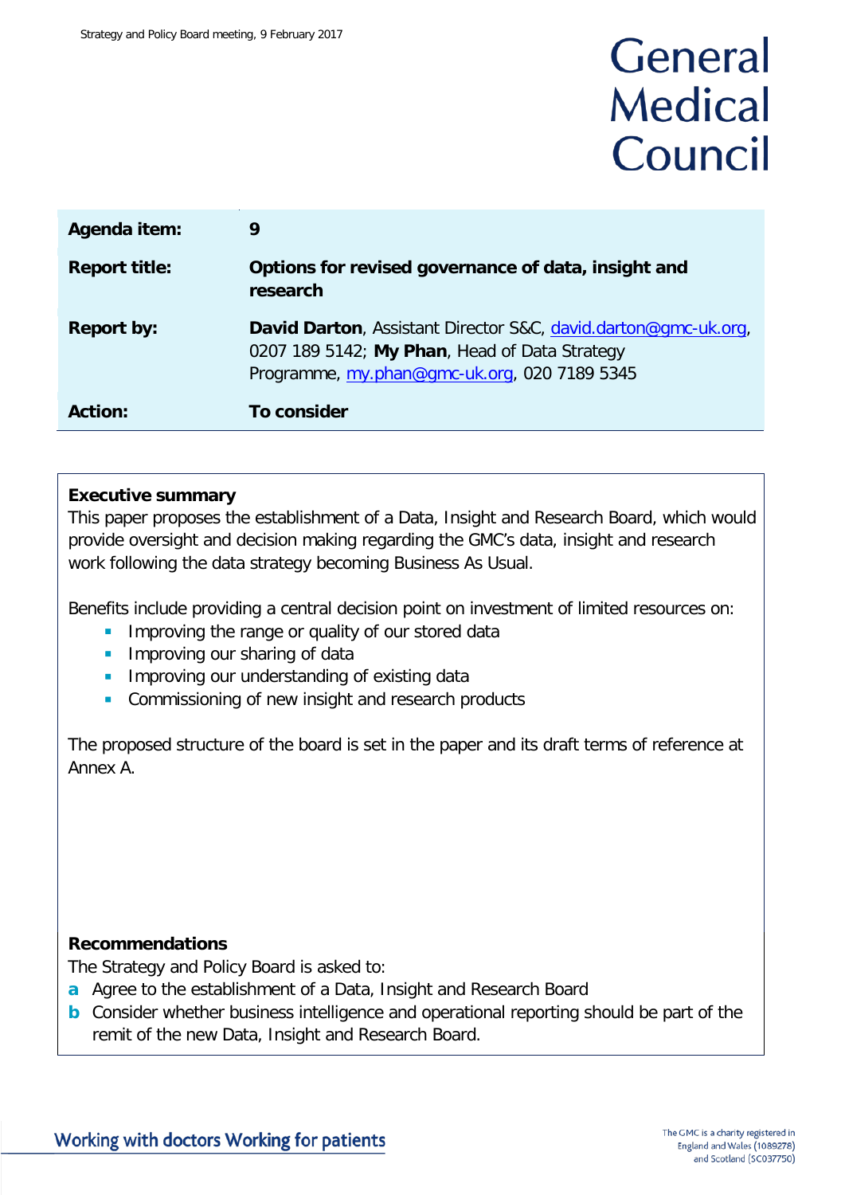Strategy and Policy Board meeting, 9 February 2017

# General Medical Council

| | |
|---|---|
| **Agenda item:** | **9** |
| **Report title:** | **Options for revised governance of data, insight and research** |
| **Report by:** | **David Darton**, Assistant Director S&C, david.darton@gmc-uk.org, 0207 189 5142; **My Phan**, Head of Data Strategy Programme, my.phan@gmc-uk.org, 020 7189 5345 |
| **Action:** | **To consider** |

**Executive summary**

This paper proposes the establishment of a Data, Insight and Research Board, which would provide oversight and decision making regarding the GMC's data, insight and research work following the data strategy becoming Business As Usual.

Benefits include providing a central decision point on investment of limited resources on:

- Improving the range or quality of our stored data
- Improving our sharing of data
- Improving our understanding of existing data
- Commissioning of new insight and research products

The proposed structure of the board is set in the paper and its draft terms of reference at Annex A.

**Recommendations**

The Strategy and Policy Board is asked to:

a Agree to the establishment of a Data, Insight and Research Board

b Consider whether business intelligence and operational reporting should be part of the remit of the new Data, Insight and Research Board.

Working with doctors Working for patients

The GMC is a charity registered in England and Wales (1089278) and Scotland (SC037750)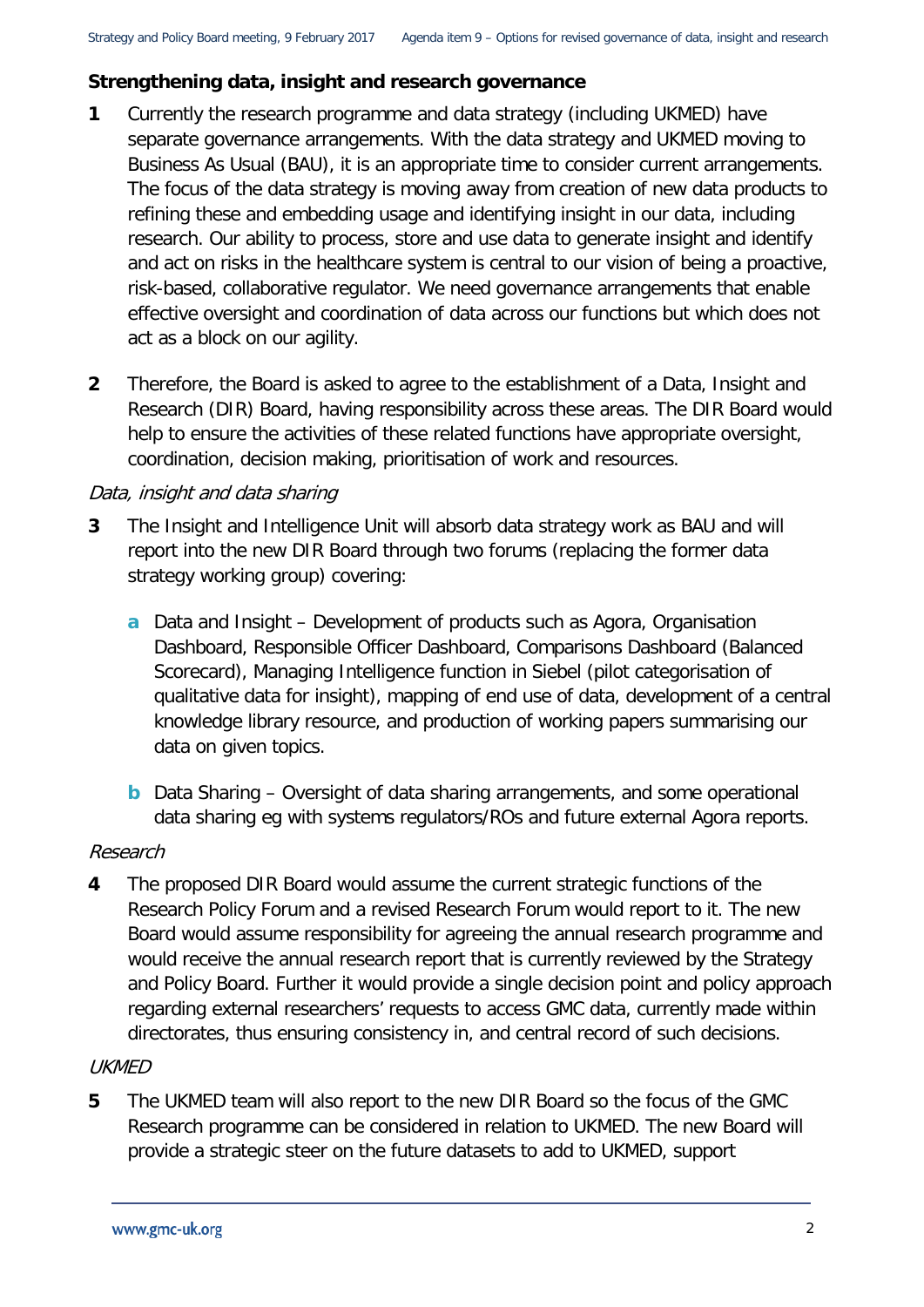**Strengthening data, insight and research governance**

**1** Currently the research programme and data strategy (including UKMED) have separate governance arrangements. With the data strategy and UKMED moving to Business As Usual (BAU), it is an appropriate time to consider current arrangements. The focus of the data strategy is moving away from creation of new data products to refining these and embedding usage and identifying insight in our data, including research. Our ability to process, store and use data to generate insight and identify and act on risks in the healthcare system is central to our vision of being a proactive, risk-based, collaborative regulator. We need governance arrangements that enable effective oversight and coordination of data across our functions but which does not act as a block on our agility.

**2** Therefore, the Board is asked to agree to the establishment of a Data, Insight and Research (DIR) Board, having responsibility across these areas. The DIR Board would help to ensure the activities of these related functions have appropriate oversight, coordination, decision making, prioritisation of work and resources.

*Data, insight and data sharing*

**3** The Insight and Intelligence Unit will absorb data strategy work as BAU and will report into the new DIR Board through two forums (replacing the former data strategy working group) covering:

   **a** Data and Insight – Development of products such as Agora, Organisation Dashboard, Responsible Officer Dashboard, Comparisons Dashboard (Balanced Scorecard), Managing Intelligence function in Siebel (pilot categorisation of qualitative data for insight), mapping of end use of data, development of a central knowledge library resource, and production of working papers summarising our data on given topics.

   **b** Data Sharing – Oversight of data sharing arrangements, and some operational data sharing eg with systems regulators/ROs and future external Agora reports.

*Research*

**4** The proposed DIR Board would assume the current strategic functions of the Research Policy Forum and a revised Research Forum would report to it. The new Board would assume responsibility for agreeing the annual research programme and would receive the annual research report that is currently reviewed by the Strategy and Policy Board. Further it would provide a single decision point and policy approach regarding external researchers' requests to access GMC data, currently made within directorates, thus ensuring consistency in, and central record of such decisions.

*UKMED*

**5** The UKMED team will also report to the new DIR Board so the focus of the GMC Research programme can be considered in relation to UKMED. The new Board will provide a strategic steer on the future datasets to add to UKMED, support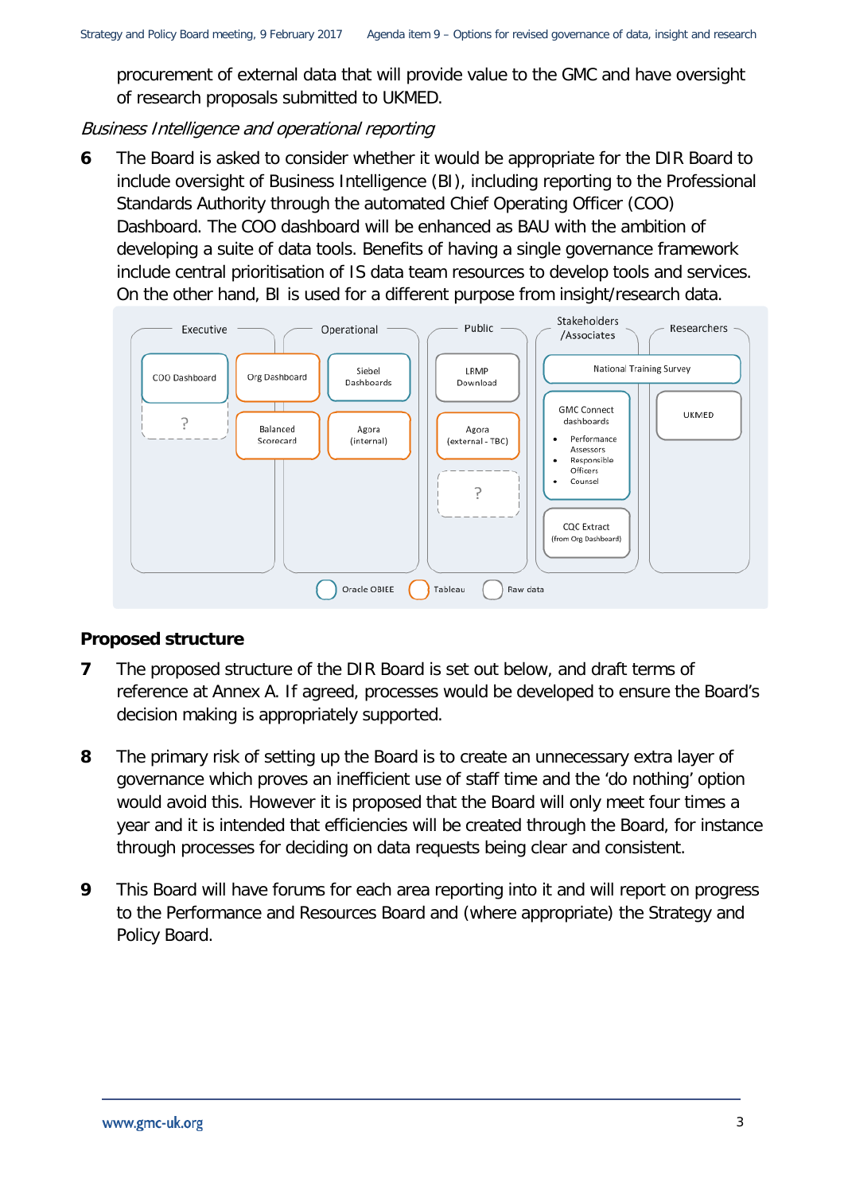procurement of external data that will provide value to the GMC and have oversight of research proposals submitted to UKMED.

*Business Intelligence and operational reporting*

**6** The Board is asked to consider whether it would be appropriate for the DIR Board to include oversight of Business Intelligence (BI), including reporting to the Professional Standards Authority through the automated Chief Operating Officer (COO) Dashboard. The COO dashboard will be enhanced as BAU with the ambition of developing a suite of data tools. Benefits of having a single governance framework include central prioritisation of IS data team resources to develop tools and services. On the other hand, BI is used for a different purpose from insight/research data.

| Executive | Operational | Public | Stakeholders /Associates | Researchers |
|---|---|---|---|---|
| COO Dashboard | Org Dashboard | LRMP Download | National Training Survey | National Training Survey |
| ? | Siebel Dashboards | Agora (external - TBC) | GMC Connect dashboards (Performance Assessors, Responsible Officers, Counsel) | UKMED |
| | Balanced Scorecard | ? | CQC Extract (from Org Dashboard) | |
| | Agora (internal) | | | |

Key: Oracle OBIEE; Tableau; Raw data

## Proposed structure

**7** The proposed structure of the DIR Board is set out below, and draft terms of reference at Annex A. If agreed, processes would be developed to ensure the Board's decision making is appropriately supported.

**8** The primary risk of setting up the Board is to create an unnecessary extra layer of governance which proves an inefficient use of staff time and the 'do nothing' option would avoid this. However it is proposed that the Board will only meet four times a year and it is intended that efficiencies will be created through the Board, for instance through processes for deciding on data requests being clear and consistent.

**9** This Board will have forums for each area reporting into it and will report on progress to the Performance and Resources Board and (where appropriate) the Strategy and Policy Board.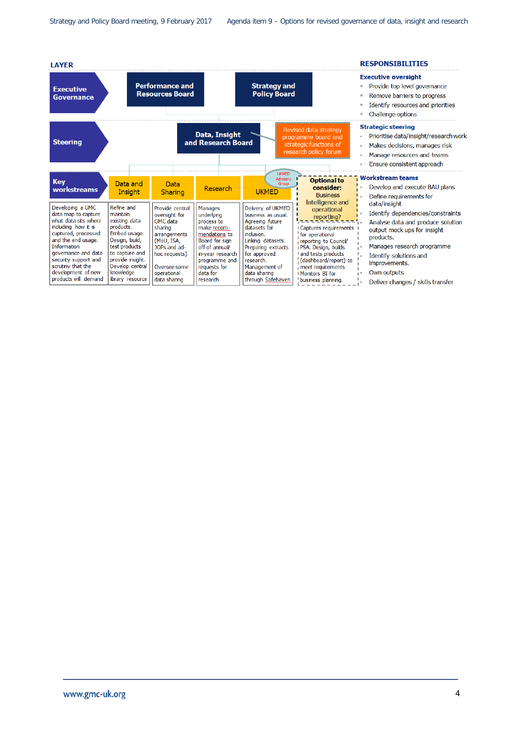**LAYER**

**RESPONSIBILITIES**

**Executive Governance**

- Performance and Resources Board
- Strategy and Policy Board

**Executive oversight**

- Provide top level governance
- Remove barriers to progress
- Identify resources and priorities
- Challenge options

**Steering**

- Data, Insight and Research Board
- Revised data strategy programme board and strategic functions of research policy forum

**Strategic steering**

- Prioritise data/insight/research work
- Makes decisions, manages risk
- Manage resources and teams
- Ensure consistent approach

**Key workstreams**

| Key workstreams | Data and Insight | Data Sharing | Research | UKMED (UKMED Advisory Group) | Optional to consider: Business Intelligence and operational reporting? |
|---|---|---|---|---|---|
| Developing a GMC data map to capture what data sits where including how it is captured, processed and the end usage. Information governance and data security support and scrutiny that the development of new products will demand | Refine and maintain existing data products. Embed usage. Design, build, test products to capture and provide insight. Develop central knowledge library resource | Provide central oversight for GMC data sharing arrangements (MoU, ISA, JOPs and ad-hoc requests) Oversee some operational data sharing | Manages underlying process to make recommendations to Board for sign off of annual/ in-year research programme and requests for data for research | Delivery of UKMED business as usual. Agreeing future datasets for inclusion. Linking datasets. Preparing extracts for approved research. Management of data sharing through Safehaven | Captures requirements for operational reporting to Council/ PSA. Design, builds and tests products (dashboard/report) to meet requirements Monitors BI for business planning. |

**Workstream teams**

- Develop and execute BAU plans
- Define requirements for data/insight
- Identify dependencies/constraints
- Analyse data and produce solution output mock ups for insight products.
- Manages research programme
- Identify solutions and improvements.
- Own outputs
- Deliver changes / skills transfer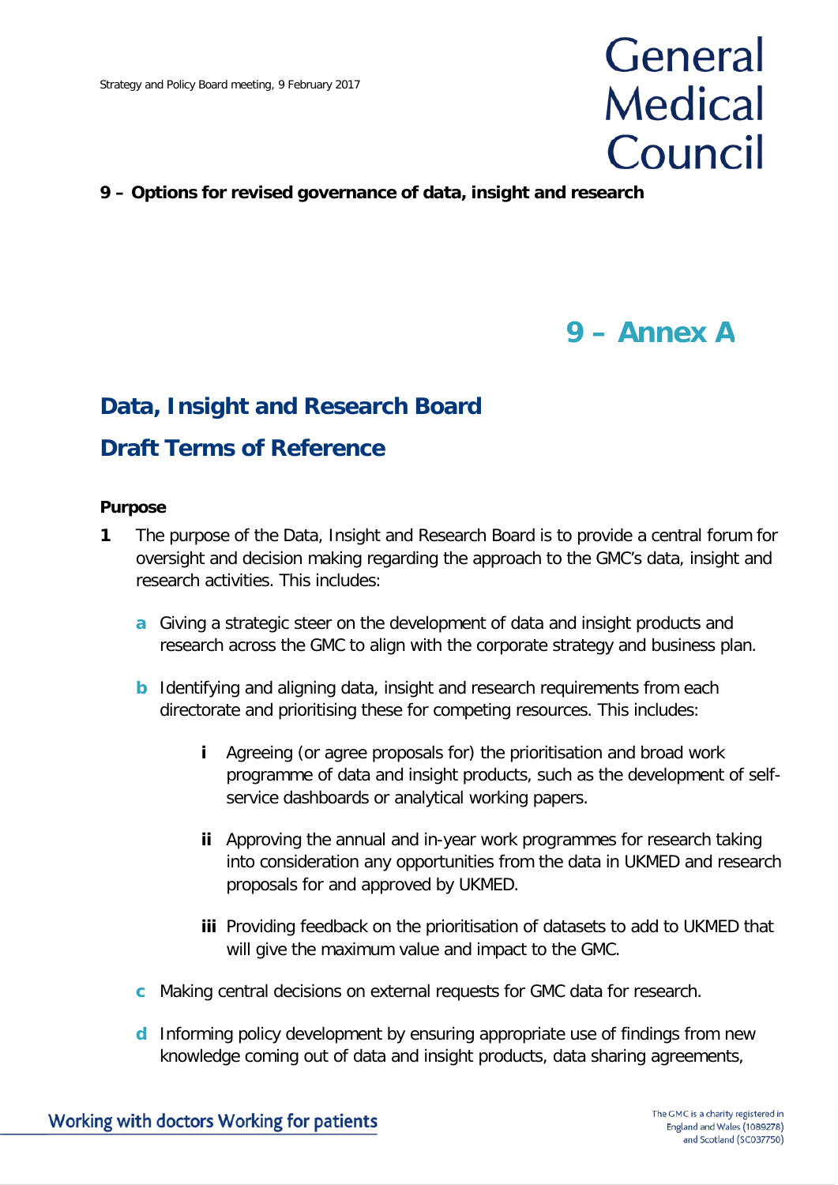## 9 – Options for revised governance of data, insight and research

# 9 – Annex A

## Data, Insight and Research Board

## Draft Terms of Reference

**Purpose**

**1** The purpose of the Data, Insight and Research Board is to provide a central forum for oversight and decision making regarding the approach to the GMC's data, insight and research activities. This includes:

- **a** Giving a strategic steer on the development of data and insight products and research across the GMC to align with the corporate strategy and business plan.

- **b** Identifying and aligning data, insight and research requirements from each directorate and prioritising these for competing resources. This includes:

  - **i** Agreeing (or agree proposals for) the prioritisation and broad work programme of data and insight products, such as the development of self-service dashboards or analytical working papers.

  - **ii** Approving the annual and in-year work programmes for research taking into consideration any opportunities from the data in UKMED and research proposals for and approved by UKMED.

  - **iii** Providing feedback on the prioritisation of datasets to add to UKMED that will give the maximum value and impact to the GMC.

- **c** Making central decisions on external requests for GMC data for research.

- **d** Informing policy development by ensuring appropriate use of findings from new knowledge coming out of data and insight products, data sharing agreements,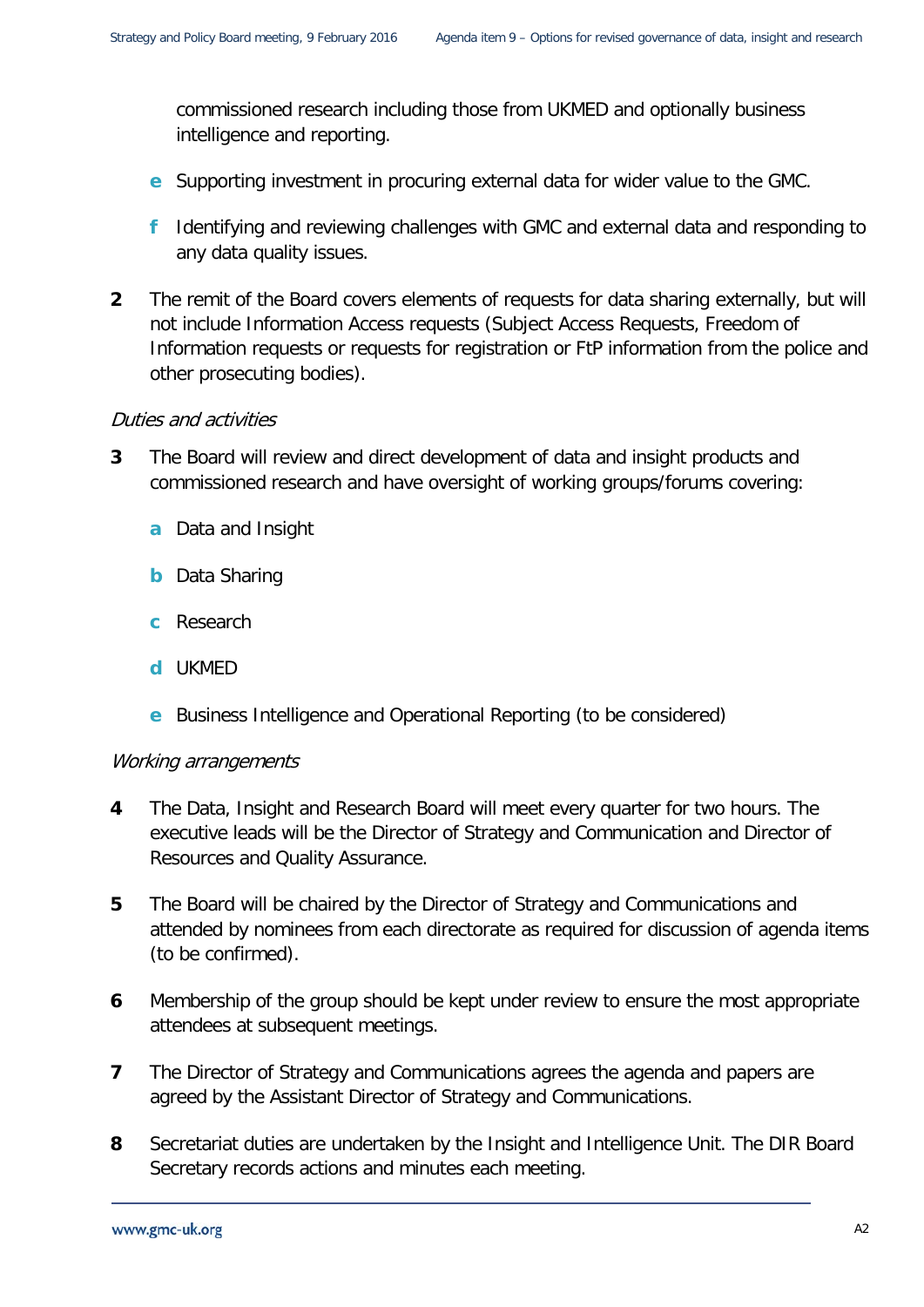commissioned research including those from UKMED and optionally business intelligence and reporting.

- **e** Supporting investment in procuring external data for wider value to the GMC.
- **f** Identifying and reviewing challenges with GMC and external data and responding to any data quality issues.

**2** The remit of the Board covers elements of requests for data sharing externally, but will not include Information Access requests (Subject Access Requests, Freedom of Information requests or requests for registration or FtP information from the police and other prosecuting bodies).

*Duties and activities*

**3** The Board will review and direct development of data and insight products and commissioned research and have oversight of working groups/forums covering:

- **a** Data and Insight
- **b** Data Sharing
- **c** Research
- **d** UKMED
- **e** Business Intelligence and Operational Reporting (to be considered)

*Working arrangements*

**4** The Data, Insight and Research Board will meet every quarter for two hours. The executive leads will be the Director of Strategy and Communication and Director of Resources and Quality Assurance.

**5** The Board will be chaired by the Director of Strategy and Communications and attended by nominees from each directorate as required for discussion of agenda items (to be confirmed).

**6** Membership of the group should be kept under review to ensure the most appropriate attendees at subsequent meetings.

**7** The Director of Strategy and Communications agrees the agenda and papers are agreed by the Assistant Director of Strategy and Communications.

**8** Secretariat duties are undertaken by the Insight and Intelligence Unit. The DIR Board Secretary records actions and minutes each meeting.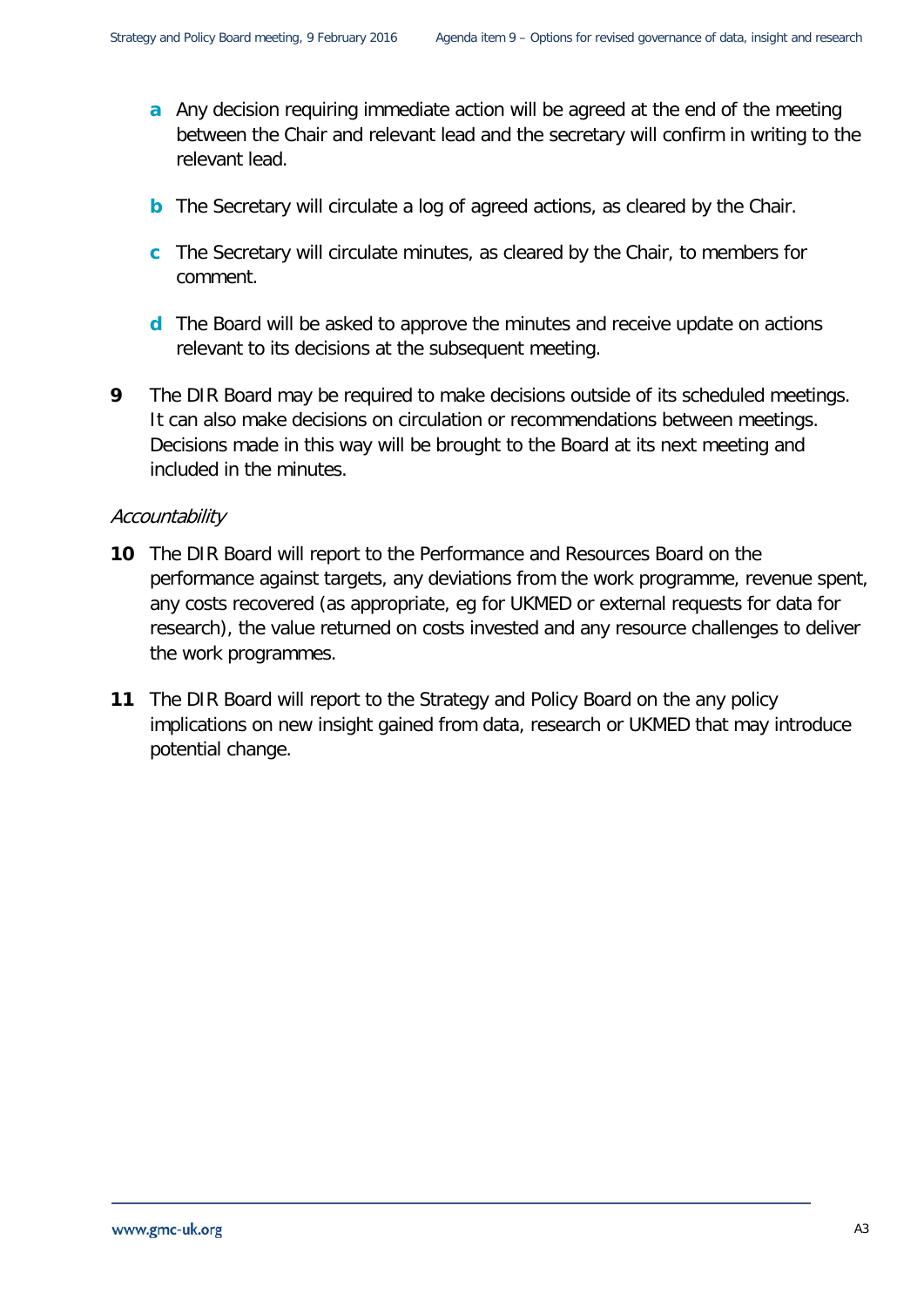- **a** Any decision requiring immediate action will be agreed at the end of the meeting between the Chair and relevant lead and the secretary will confirm in writing to the relevant lead.

- **b** The Secretary will circulate a log of agreed actions, as cleared by the Chair.

- **c** The Secretary will circulate minutes, as cleared by the Chair, to members for comment.

- **d** The Board will be asked to approve the minutes and receive update on actions relevant to its decisions at the subsequent meeting.

**9** The DIR Board may be required to make decisions outside of its scheduled meetings. It can also make decisions on circulation or recommendations between meetings. Decisions made in this way will be brought to the Board at its next meeting and included in the minutes.

*Accountability*

**10** The DIR Board will report to the Performance and Resources Board on the performance against targets, any deviations from the work programme, revenue spent, any costs recovered (as appropriate, eg for UKMED or external requests for data for research), the value returned on costs invested and any resource challenges to deliver the work programmes.

**11** The DIR Board will report to the Strategy and Policy Board on the any policy implications on new insight gained from data, research or UKMED that may introduce potential change.